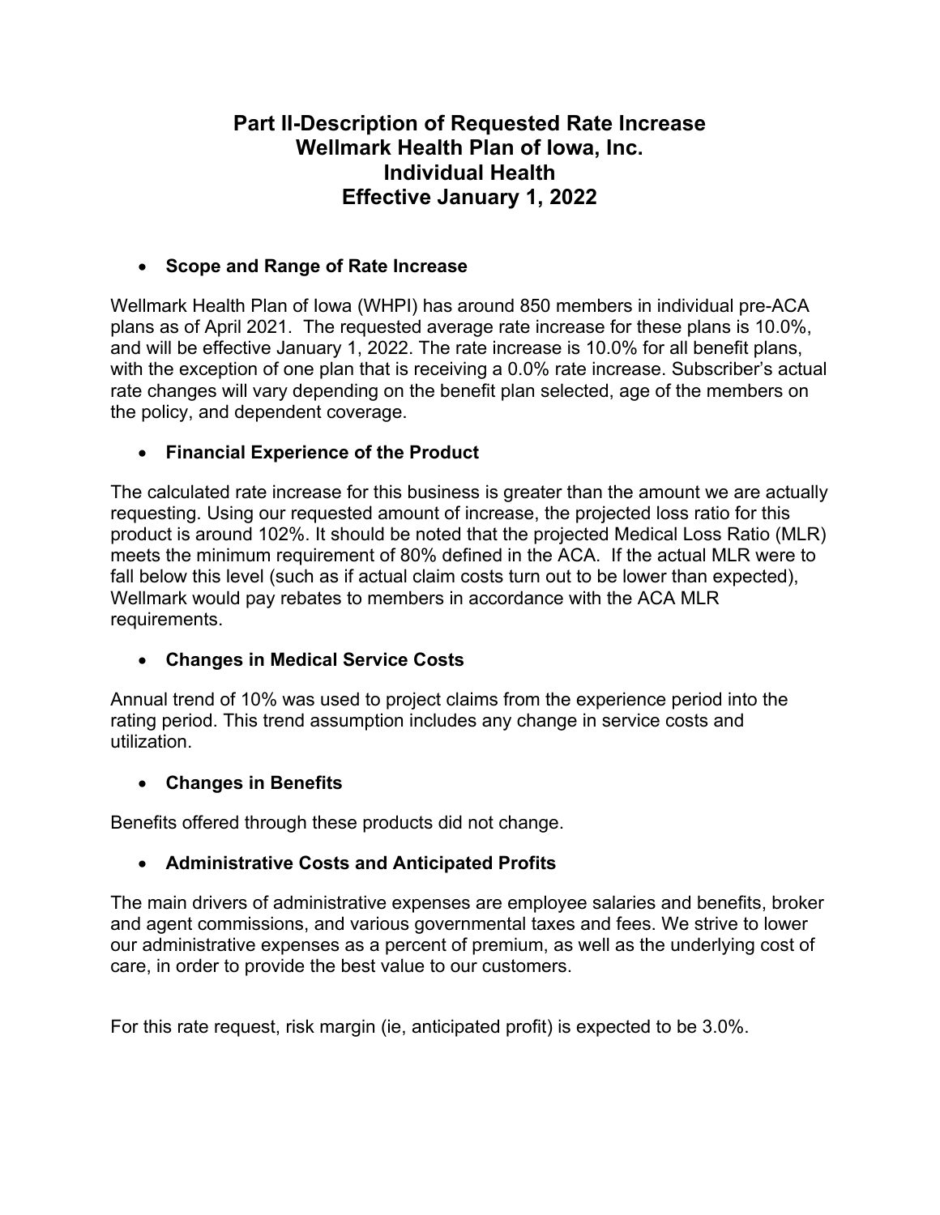# Part II-Description of Requested Rate Increase
# Wellmark Health Plan of Iowa, Inc.
# Individual Health
# Effective January 1, 2022

- **Scope and Range of Rate Increase**

Wellmark Health Plan of Iowa (WHPI) has around 850 members in individual pre-ACA plans as of April 2021. The requested average rate increase for these plans is 10.0%, and will be effective January 1, 2022. The rate increase is 10.0% for all benefit plans, with the exception of one plan that is receiving a 0.0% rate increase. Subscriber's actual rate changes will vary depending on the benefit plan selected, age of the members on the policy, and dependent coverage.

- **Financial Experience of the Product**

The calculated rate increase for this business is greater than the amount we are actually requesting. Using our requested amount of increase, the projected loss ratio for this product is around 102%. It should be noted that the projected Medical Loss Ratio (MLR) meets the minimum requirement of 80% defined in the ACA. If the actual MLR were to fall below this level (such as if actual claim costs turn out to be lower than expected), Wellmark would pay rebates to members in accordance with the ACA MLR requirements.

- **Changes in Medical Service Costs**

Annual trend of 10% was used to project claims from the experience period into the rating period. This trend assumption includes any change in service costs and utilization.

- **Changes in Benefits**

Benefits offered through these products did not change.

- **Administrative Costs and Anticipated Profits**

The main drivers of administrative expenses are employee salaries and benefits, broker and agent commissions, and various governmental taxes and fees. We strive to lower our administrative expenses as a percent of premium, as well as the underlying cost of care, in order to provide the best value to our customers.

For this rate request, risk margin (ie, anticipated profit) is expected to be 3.0%.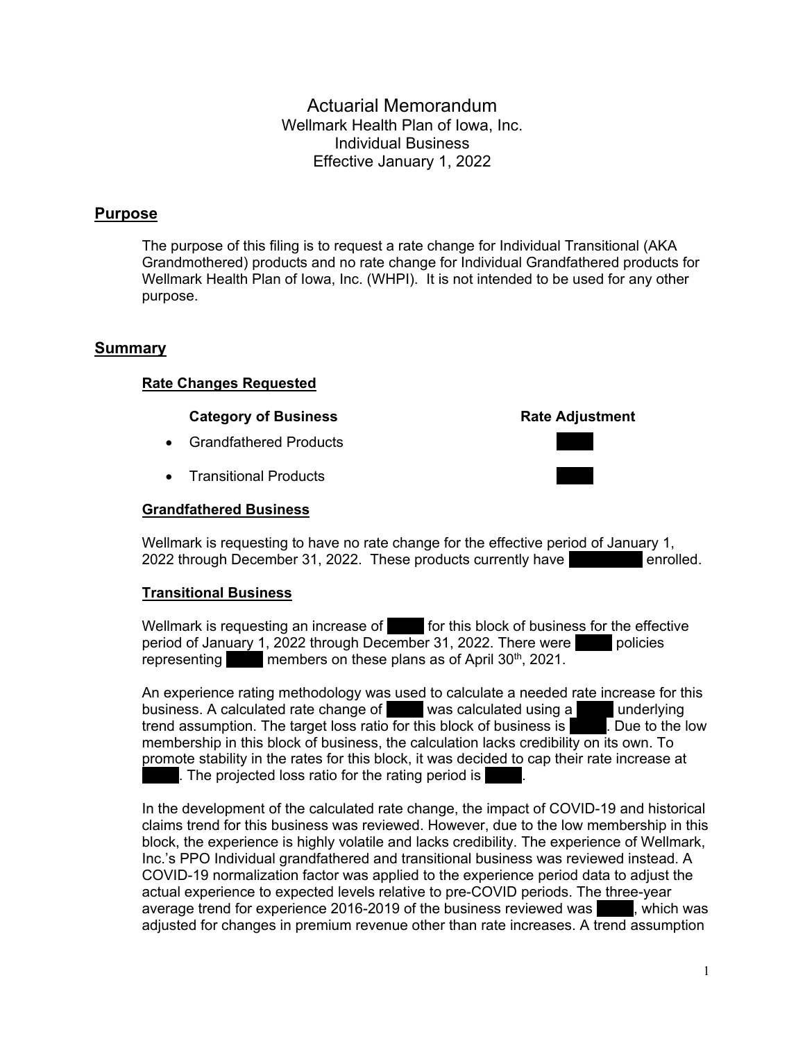# Actuarial Memorandum

Wellmark Health Plan of Iowa, Inc.
Individual Business
Effective January 1, 2022

## Purpose

The purpose of this filing is to request a rate change for Individual Transitional (AKA Grandmothered) products and no rate change for Individual Grandfathered products for Wellmark Health Plan of Iowa, Inc. (WHPI). It is not intended to be used for any other purpose.

## Summary

### Rate Changes Requested

| Category of Business | Rate Adjustment |
|---|---|
| • Grandfathered Products | ████ |
| • Transitional Products | ████ |

### Grandfathered Business

Wellmark is requesting to have no rate change for the effective period of January 1, 2022 through December 31, 2022. These products currently have ████████ enrolled.

### Transitional Business

Wellmark is requesting an increase of ████ for this block of business for the effective period of January 1, 2022 through December 31, 2022. There were ████ policies representing ████ members on these plans as of April 30th, 2021.

An experience rating methodology was used to calculate a needed rate increase for this business. A calculated rate change of ████ was calculated using a ████ underlying trend assumption. The target loss ratio for this block of business is ████. Due to the low membership in this block of business, the calculation lacks credibility on its own. To promote stability in the rates for this block, it was decided to cap their rate increase at ████. The projected loss ratio for the rating period is ████.

In the development of the calculated rate change, the impact of COVID-19 and historical claims trend for this business was reviewed. However, due to the low membership in this block, the experience is highly volatile and lacks credibility. The experience of Wellmark, Inc.'s PPO Individual grandfathered and transitional business was reviewed instead. A COVID-19 normalization factor was applied to the experience period data to adjust the actual experience to expected levels relative to pre-COVID periods. The three-year average trend for experience 2016-2019 of the business reviewed was ████, which was adjusted for changes in premium revenue other than rate increases. A trend assumption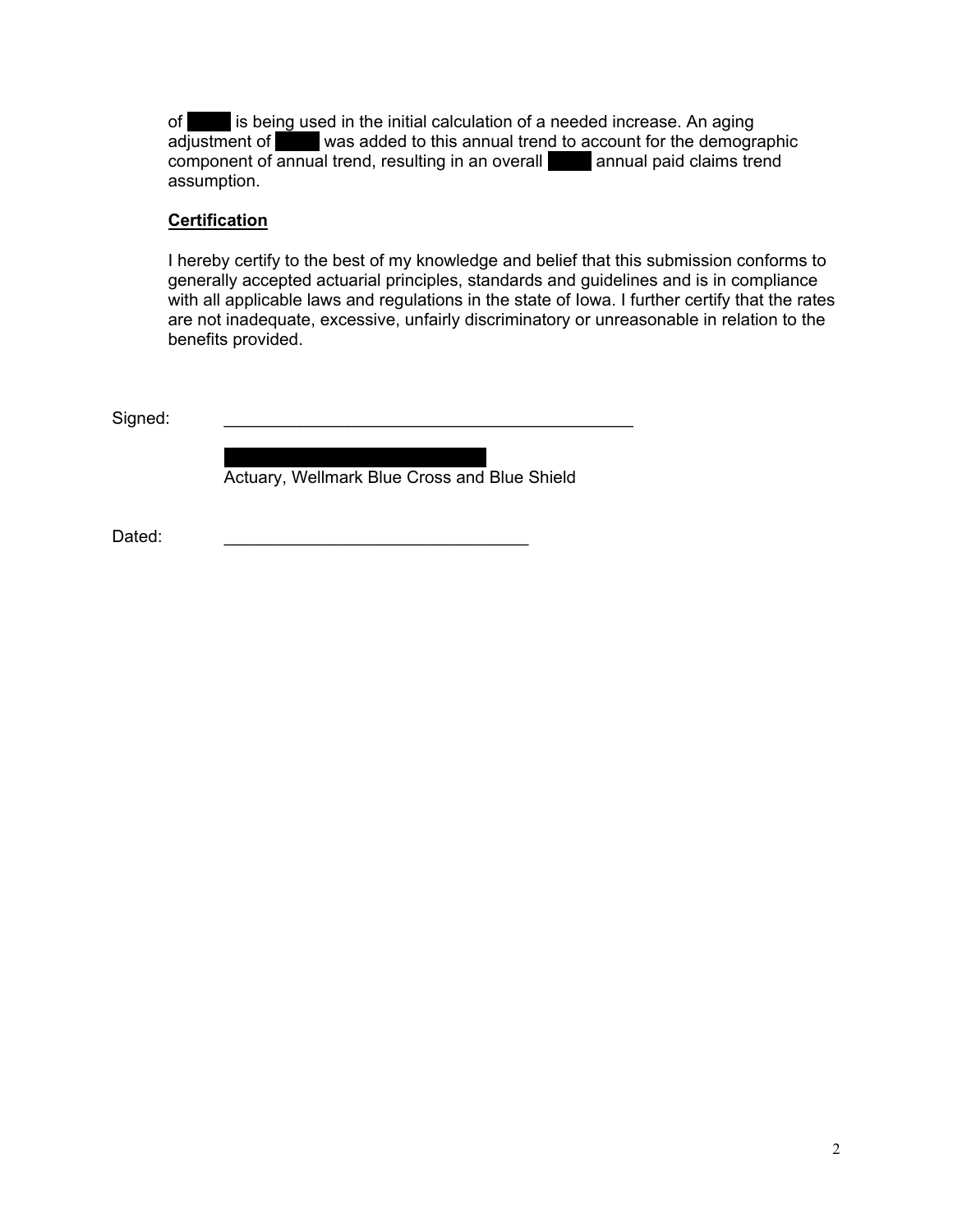of ██████ is being used in the initial calculation of a needed increase. An aging adjustment of ██████ was added to this annual trend to account for the demographic component of annual trend, resulting in an overall ██████ annual paid claims trend assumption.

**Certification**

I hereby certify to the best of my knowledge and belief that this submission conforms to generally accepted actuarial principles, standards and guidelines and is in compliance with all applicable laws and regulations in the state of Iowa. I further certify that the rates are not inadequate, excessive, unfairly discriminatory or unreasonable in relation to the benefits provided.

Signed: ____________________________________________

██████████████████████

Actuary, Wellmark Blue Cross and Blue Shield

Dated: ________________________________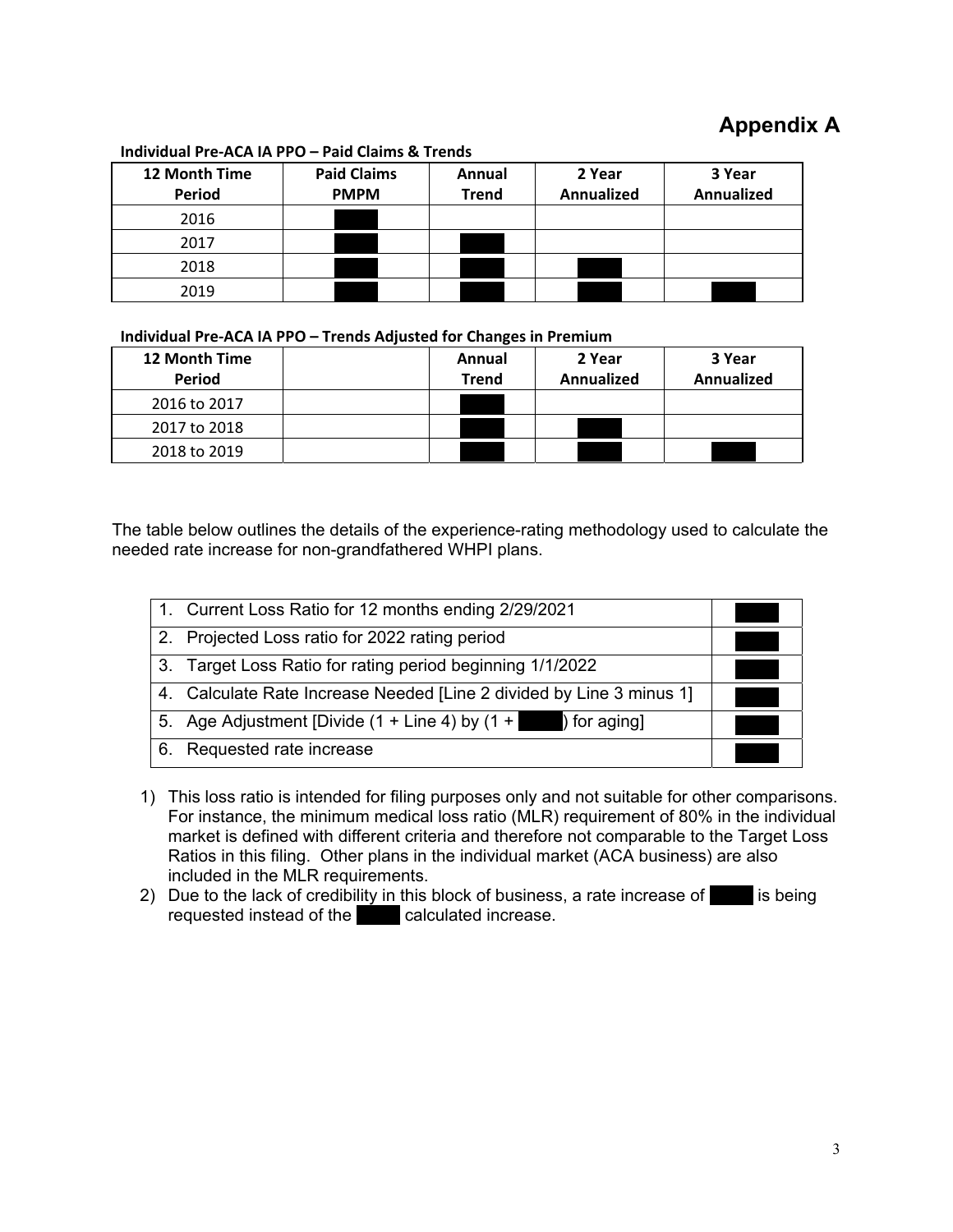# Appendix A

**Individual Pre-ACA IA PPO – Paid Claims & Trends**

| 12 Month Time Period | Paid Claims PMPM | Annual Trend | 2 Year Annualized | 3 Year Annualized |
|---|---|---|---|---|
| 2016 | ████ | | | |
| 2017 | ████ | ████ | | |
| 2018 | ████ | ████ | ████ | |
| 2019 | ████ | ████ | ████ | ████ |

**Individual Pre-ACA IA PPO – Trends Adjusted for Changes in Premium**

| 12 Month Time Period | | Annual Trend | 2 Year Annualized | 3 Year Annualized |
|---|---|---|---|---|
| 2016 to 2017 | | ████ | | |
| 2017 to 2018 | | ████ | ████ | |
| 2018 to 2019 | | ████ | ████ | ████ |

The table below outlines the details of the experience-rating methodology used to calculate the needed rate increase for non-grandfathered WHPI plans.

| | |
|---|---|
| 1. Current Loss Ratio for 12 months ending 2/29/2021 | ████ |
| 2. Projected Loss ratio for 2022 rating period | ████ |
| 3. Target Loss Ratio for rating period beginning 1/1/2022 | ████ |
| 4. Calculate Rate Increase Needed [Line 2 divided by Line 3 minus 1] | ████ |
| 5. Age Adjustment [Divide (1 + Line 4) by (1 + ████) for aging] | ████ |
| 6. Requested rate increase | ████ |

1) This loss ratio is intended for filing purposes only and not suitable for other comparisons. For instance, the minimum medical loss ratio (MLR) requirement of 80% in the individual market is defined with different criteria and therefore not comparable to the Target Loss Ratios in this filing. Other plans in the individual market (ACA business) are also included in the MLR requirements.
2) Due to the lack of credibility in this block of business, a rate increase of ████ is being requested instead of the ████ calculated increase.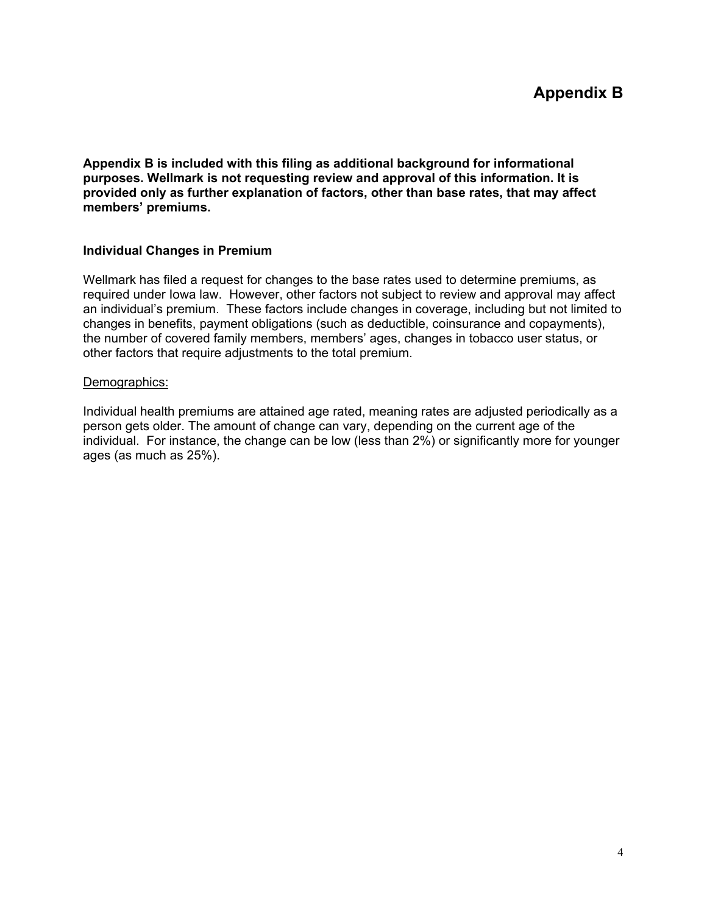# Appendix B

**Appendix B is included with this filing as additional background for informational purposes. Wellmark is not requesting review and approval of this information. It is provided only as further explanation of factors, other than base rates, that may affect members' premiums.**

**Individual Changes in Premium**

Wellmark has filed a request for changes to the base rates used to determine premiums, as required under Iowa law. However, other factors not subject to review and approval may affect an individual's premium. These factors include changes in coverage, including but not limited to changes in benefits, payment obligations (such as deductible, coinsurance and copayments), the number of covered family members, members' ages, changes in tobacco user status, or other factors that require adjustments to the total premium.

<u>Demographics:</u>

Individual health premiums are attained age rated, meaning rates are adjusted periodically as a person gets older. The amount of change can vary, depending on the current age of the individual. For instance, the change can be low (less than 2%) or significantly more for younger ages (as much as 25%).